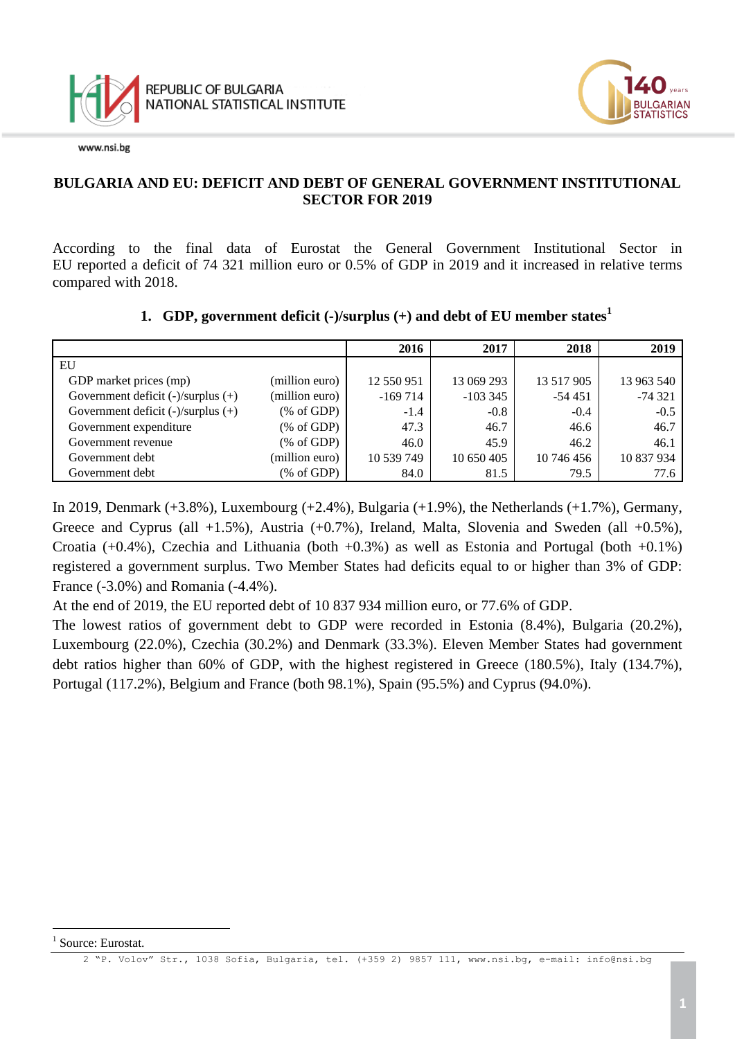# BULGARIA AND EU: DEFICIT AND DEBT OF GENERAL GOVERNMENT INSTITUTIONAL SECTOR FOR 2019

According to the final data of Eurostat the General Government Institutional Sector in EU reported a deficit of 74 321 million euro or 0.5% of GDP in 2019 and it increased in relative terms compared with 2018.

## 1. GDP, government deficit (-)/surplus (+) and debt of EU member states[1]

| | | 2016 | 2017 | 2018 | 2019 |
|---|---|---|---|---|---|
| EU | | | | | |
| GDP market prices (mp) | (million euro) | 12 550 951 | 13 069 293 | 13 517 905 | 13 963 540 |
| Government deficit (-)/surplus (+) | (million euro) | -169 714 | -103 345 | -54 451 | -74 321 |
| Government deficit (-)/surplus (+) | (% of GDP) | -1.4 | -0.8 | -0.4 | -0.5 |
| Government expenditure | (% of GDP) | 47.3 | 46.7 | 46.6 | 46.7 |
| Government revenue | (% of GDP) | 46.0 | 45.9 | 46.2 | 46.1 |
| Government debt | (million euro) | 10 539 749 | 10 650 405 | 10 746 456 | 10 837 934 |
| Government debt | (% of GDP) | 84.0 | 81.5 | 79.5 | 77.6 |

In 2019, Denmark (+3.8%), Luxembourg (+2.4%), Bulgaria (+1.9%), the Netherlands (+1.7%), Germany, Greece and Cyprus (all +1.5%), Austria (+0.7%), Ireland, Malta, Slovenia and Sweden (all +0.5%), Croatia (+0.4%), Czechia and Lithuania (both +0.3%) as well as Estonia and Portugal (both +0.1%) registered a government surplus. Two Member States had deficits equal to or higher than 3% of GDP: France (-3.0%) and Romania (-4.4%).

At the end of 2019, the EU reported debt of 10 837 934 million euro, or 77.6% of GDP.

The lowest ratios of government debt to GDP were recorded in Estonia (8.4%), Bulgaria (20.2%), Luxembourg (22.0%), Czechia (30.2%) and Denmark (33.3%). Eleven Member States had government debt ratios higher than 60% of GDP, with the highest registered in Greece (180.5%), Italy (134.7%), Portugal (117.2%), Belgium and France (both 98.1%), Spain (95.5%) and Cyprus (94.0%).

[1] Source: Eurostat.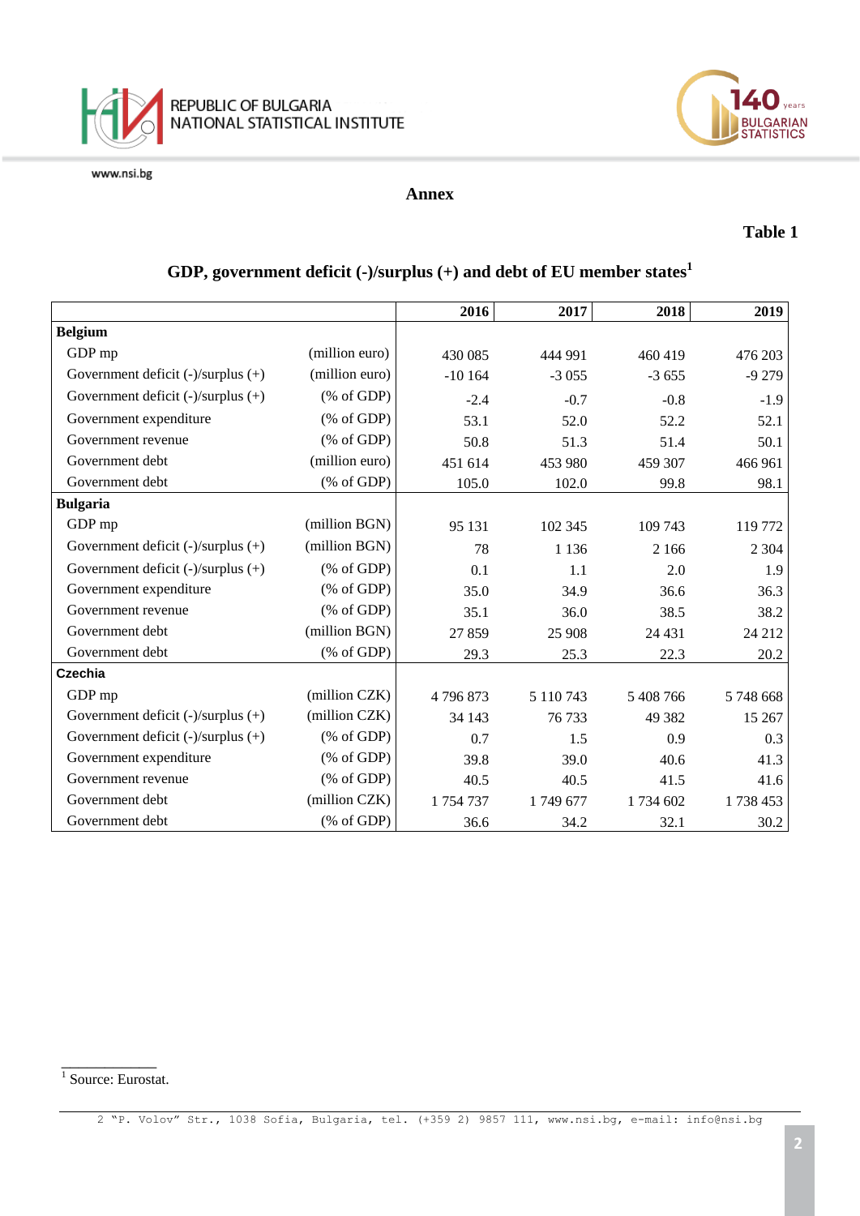**Annex**

**Table 1**

## GDP, government deficit (-)/surplus (+) and debt of EU member states[1]

| | | 2016 | 2017 | 2018 | 2019 |
|---|---|---|---|---|---|
| **Belgium** | | | | | |
| GDP mp | (million euro) | 430 085 | 444 991 | 460 419 | 476 203 |
| Government deficit (-)/surplus (+) | (million euro) | -10 164 | -3 055 | -3 655 | -9 279 |
| Government deficit (-)/surplus (+) | (% of GDP) | -2.4 | -0.7 | -0.8 | -1.9 |
| Government expenditure | (% of GDP) | 53.1 | 52.0 | 52.2 | 52.1 |
| Government revenue | (% of GDP) | 50.8 | 51.3 | 51.4 | 50.1 |
| Government debt | (million euro) | 451 614 | 453 980 | 459 307 | 466 961 |
| Government debt | (% of GDP) | 105.0 | 102.0 | 99.8 | 98.1 |
| **Bulgaria** | | | | | |
| GDP mp | (million BGN) | 95 131 | 102 345 | 109 743 | 119 772 |
| Government deficit (-)/surplus (+) | (million BGN) | 78 | 1 136 | 2 166 | 2 304 |
| Government deficit (-)/surplus (+) | (% of GDP) | 0.1 | 1.1 | 2.0 | 1.9 |
| Government expenditure | (% of GDP) | 35.0 | 34.9 | 36.6 | 36.3 |
| Government revenue | (% of GDP) | 35.1 | 36.0 | 38.5 | 38.2 |
| Government debt | (million BGN) | 27 859 | 25 908 | 24 431 | 24 212 |
| Government debt | (% of GDP) | 29.3 | 25.3 | 22.3 | 20.2 |
| **Czechia** | | | | | |
| GDP mp | (million CZK) | 4 796 873 | 5 110 743 | 5 408 766 | 5 748 668 |
| Government deficit (-)/surplus (+) | (million CZK) | 34 143 | 76 733 | 49 382 | 15 267 |
| Government deficit (-)/surplus (+) | (% of GDP) | 0.7 | 1.5 | 0.9 | 0.3 |
| Government expenditure | (% of GDP) | 39.8 | 39.0 | 40.6 | 41.3 |
| Government revenue | (% of GDP) | 40.5 | 40.5 | 41.5 | 41.6 |
| Government debt | (million CZK) | 1 754 737 | 1 749 677 | 1 734 602 | 1 738 453 |
| Government debt | (% of GDP) | 36.6 | 34.2 | 32.1 | 30.2 |

[1] Source: Eurostat.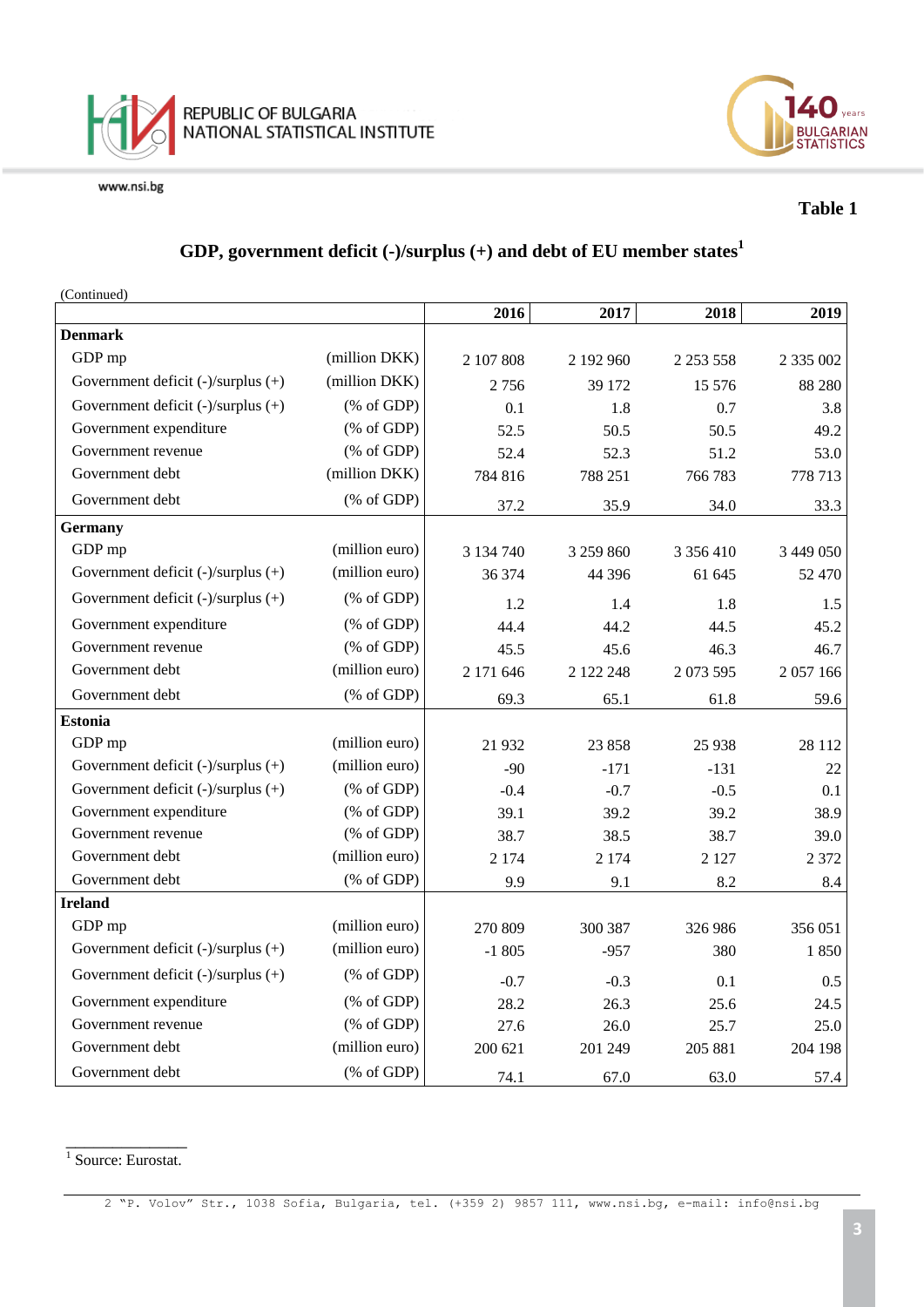**Table 1**

## GDP, government deficit (-)/surplus (+) and debt of EU member states[1]

(Continued)

| | | 2016 | 2017 | 2018 | 2019 |
|---|---|---|---|---|---|
| **Denmark** | | | | | |
| GDP mp | (million DKK) | 2 107 808 | 2 192 960 | 2 253 558 | 2 335 002 |
| Government deficit (-)/surplus (+) | (million DKK) | 2 756 | 39 172 | 15 576 | 88 280 |
| Government deficit (-)/surplus (+) | (% of GDP) | 0.1 | 1.8 | 0.7 | 3.8 |
| Government expenditure | (% of GDP) | 52.5 | 50.5 | 50.5 | 49.2 |
| Government revenue | (% of GDP) | 52.4 | 52.3 | 51.2 | 53.0 |
| Government debt | (million DKK) | 784 816 | 788 251 | 766 783 | 778 713 |
| Government debt | (% of GDP) | 37.2 | 35.9 | 34.0 | 33.3 |
| **Germany** | | | | | |
| GDP mp | (million euro) | 3 134 740 | 3 259 860 | 3 356 410 | 3 449 050 |
| Government deficit (-)/surplus (+) | (million euro) | 36 374 | 44 396 | 61 645 | 52 470 |
| Government deficit (-)/surplus (+) | (% of GDP) | 1.2 | 1.4 | 1.8 | 1.5 |
| Government expenditure | (% of GDP) | 44.4 | 44.2 | 44.5 | 45.2 |
| Government revenue | (% of GDP) | 45.5 | 45.6 | 46.3 | 46.7 |
| Government debt | (million euro) | 2 171 646 | 2 122 248 | 2 073 595 | 2 057 166 |
| Government debt | (% of GDP) | 69.3 | 65.1 | 61.8 | 59.6 |
| **Estonia** | | | | | |
| GDP mp | (million euro) | 21 932 | 23 858 | 25 938 | 28 112 |
| Government deficit (-)/surplus (+) | (million euro) | -90 | -171 | -131 | 22 |
| Government deficit (-)/surplus (+) | (% of GDP) | -0.4 | -0.7 | -0.5 | 0.1 |
| Government expenditure | (% of GDP) | 39.1 | 39.2 | 39.2 | 38.9 |
| Government revenue | (% of GDP) | 38.7 | 38.5 | 38.7 | 39.0 |
| Government debt | (million euro) | 2 174 | 2 174 | 2 127 | 2 372 |
| Government debt | (% of GDP) | 9.9 | 9.1 | 8.2 | 8.4 |
| **Ireland** | | | | | |
| GDP mp | (million euro) | 270 809 | 300 387 | 326 986 | 356 051 |
| Government deficit (-)/surplus (+) | (million euro) | -1 805 | -957 | 380 | 1 850 |
| Government deficit (-)/surplus (+) | (% of GDP) | -0.7 | -0.3 | 0.1 | 0.5 |
| Government expenditure | (% of GDP) | 28.2 | 26.3 | 25.6 | 24.5 |
| Government revenue | (% of GDP) | 27.6 | 26.0 | 25.7 | 25.0 |
| Government debt | (million euro) | 200 621 | 201 249 | 205 881 | 204 198 |
| Government debt | (% of GDP) | 74.1 | 67.0 | 63.0 | 57.4 |

[1] Source: Eurostat.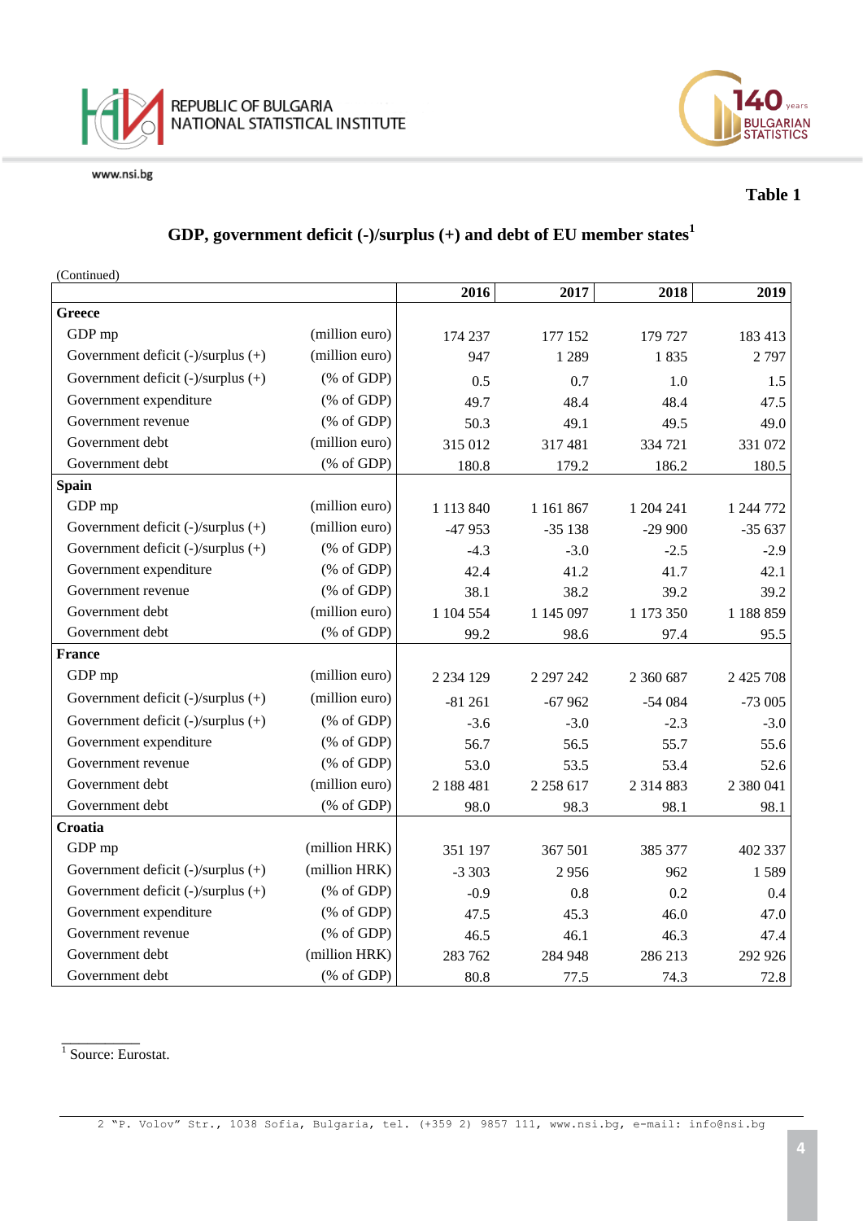**Table 1**

## GDP, government deficit (-)/surplus (+) and debt of EU member states[1]

(Continued)

| | | 2016 | 2017 | 2018 | 2019 |
|---|---|---|---|---|---|
| **Greece** | | | | | |
| GDP mp | (million euro) | 174 237 | 177 152 | 179 727 | 183 413 |
| Government deficit (-)/surplus (+) | (million euro) | 947 | 1 289 | 1 835 | 2 797 |
| Government deficit (-)/surplus (+) | (% of GDP) | 0.5 | 0.7 | 1.0 | 1.5 |
| Government expenditure | (% of GDP) | 49.7 | 48.4 | 48.4 | 47.5 |
| Government revenue | (% of GDP) | 50.3 | 49.1 | 49.5 | 49.0 |
| Government debt | (million euro) | 315 012 | 317 481 | 334 721 | 331 072 |
| Government debt | (% of GDP) | 180.8 | 179.2 | 186.2 | 180.5 |
| **Spain** | | | | | |
| GDP mp | (million euro) | 1 113 840 | 1 161 867 | 1 204 241 | 1 244 772 |
| Government deficit (-)/surplus (+) | (million euro) | -47 953 | -35 138 | -29 900 | -35 637 |
| Government deficit (-)/surplus (+) | (% of GDP) | -4.3 | -3.0 | -2.5 | -2.9 |
| Government expenditure | (% of GDP) | 42.4 | 41.2 | 41.7 | 42.1 |
| Government revenue | (% of GDP) | 38.1 | 38.2 | 39.2 | 39.2 |
| Government debt | (million euro) | 1 104 554 | 1 145 097 | 1 173 350 | 1 188 859 |
| Government debt | (% of GDP) | 99.2 | 98.6 | 97.4 | 95.5 |
| **France** | | | | | |
| GDP mp | (million euro) | 2 234 129 | 2 297 242 | 2 360 687 | 2 425 708 |
| Government deficit (-)/surplus (+) | (million euro) | -81 261 | -67 962 | -54 084 | -73 005 |
| Government deficit (-)/surplus (+) | (% of GDP) | -3.6 | -3.0 | -2.3 | -3.0 |
| Government expenditure | (% of GDP) | 56.7 | 56.5 | 55.7 | 55.6 |
| Government revenue | (% of GDP) | 53.0 | 53.5 | 53.4 | 52.6 |
| Government debt | (million euro) | 2 188 481 | 2 258 617 | 2 314 883 | 2 380 041 |
| Government debt | (% of GDP) | 98.0 | 98.3 | 98.1 | 98.1 |
| **Croatia** | | | | | |
| GDP mp | (million HRK) | 351 197 | 367 501 | 385 377 | 402 337 |
| Government deficit (-)/surplus (+) | (million HRK) | -3 303 | 2 956 | 962 | 1 589 |
| Government deficit (-)/surplus (+) | (% of GDP) | -0.9 | 0.8 | 0.2 | 0.4 |
| Government expenditure | (% of GDP) | 47.5 | 45.3 | 46.0 | 47.0 |
| Government revenue | (% of GDP) | 46.5 | 46.1 | 46.3 | 47.4 |
| Government debt | (million HRK) | 283 762 | 284 948 | 286 213 | 292 926 |
| Government debt | (% of GDP) | 80.8 | 77.5 | 74.3 | 72.8 |

[1] Source: Eurostat.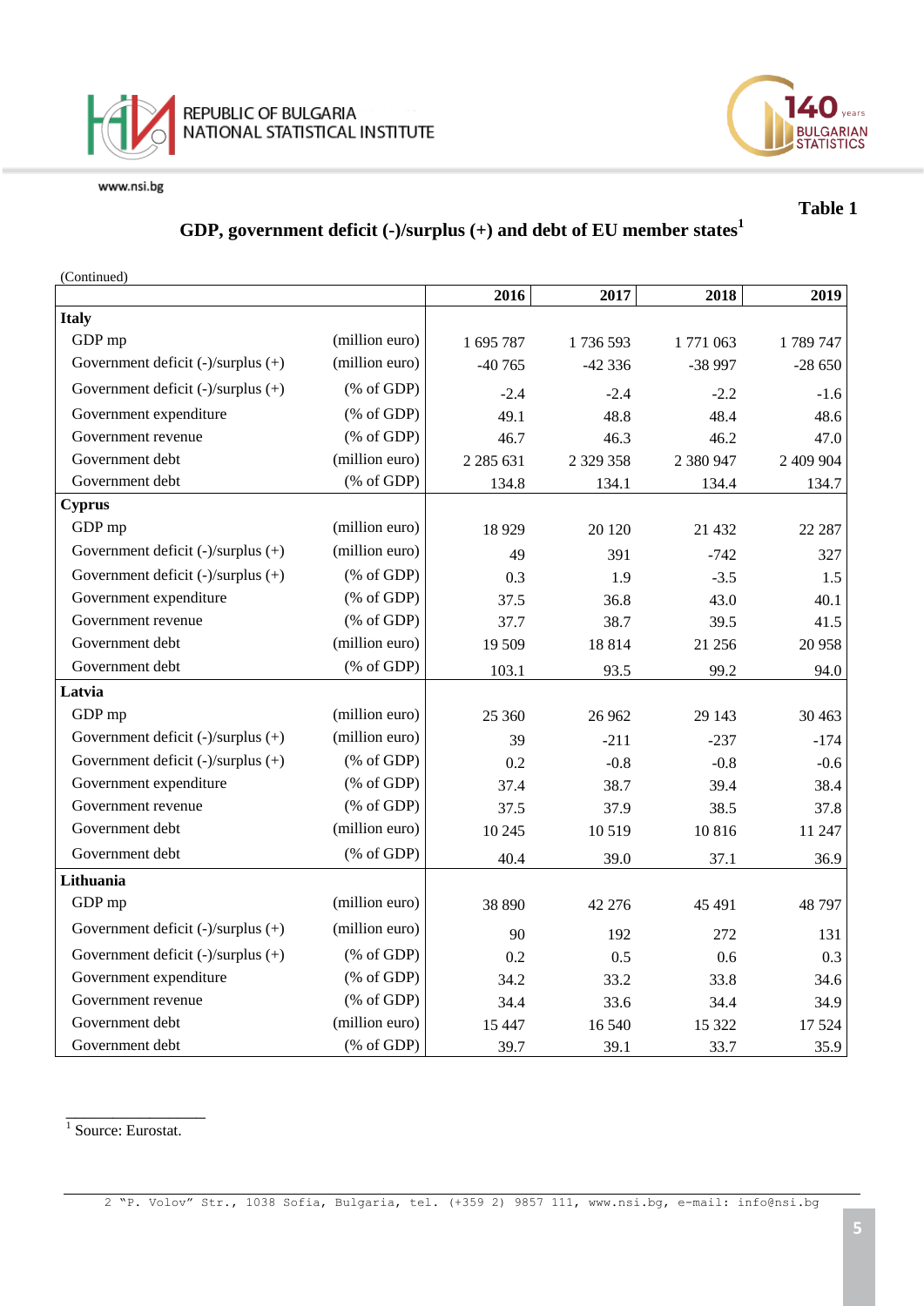Table 1

## GDP, government deficit (-)/surplus (+) and debt of EU member states[1]

(Continued)

| | | 2016 | 2017 | 2018 | 2019 |
|---|---|---|---|---|---|
| **Italy** | | | | | |
| GDP mp | (million euro) | 1 695 787 | 1 736 593 | 1 771 063 | 1 789 747 |
| Government deficit (-)/surplus (+) | (million euro) | -40 765 | -42 336 | -38 997 | -28 650 |
| Government deficit (-)/surplus (+) | (% of GDP) | -2.4 | -2.4 | -2.2 | -1.6 |
| Government expenditure | (% of GDP) | 49.1 | 48.8 | 48.4 | 48.6 |
| Government revenue | (% of GDP) | 46.7 | 46.3 | 46.2 | 47.0 |
| Government debt | (million euro) | 2 285 631 | 2 329 358 | 2 380 947 | 2 409 904 |
| Government debt | (% of GDP) | 134.8 | 134.1 | 134.4 | 134.7 |
| **Cyprus** | | | | | |
| GDP mp | (million euro) | 18 929 | 20 120 | 21 432 | 22 287 |
| Government deficit (-)/surplus (+) | (million euro) | 49 | 391 | -742 | 327 |
| Government deficit (-)/surplus (+) | (% of GDP) | 0.3 | 1.9 | -3.5 | 1.5 |
| Government expenditure | (% of GDP) | 37.5 | 36.8 | 43.0 | 40.1 |
| Government revenue | (% of GDP) | 37.7 | 38.7 | 39.5 | 41.5 |
| Government debt | (million euro) | 19 509 | 18 814 | 21 256 | 20 958 |
| Government debt | (% of GDP) | 103.1 | 93.5 | 99.2 | 94.0 |
| **Latvia** | | | | | |
| GDP mp | (million euro) | 25 360 | 26 962 | 29 143 | 30 463 |
| Government deficit (-)/surplus (+) | (million euro) | 39 | -211 | -237 | -174 |
| Government deficit (-)/surplus (+) | (% of GDP) | 0.2 | -0.8 | -0.8 | -0.6 |
| Government expenditure | (% of GDP) | 37.4 | 38.7 | 39.4 | 38.4 |
| Government revenue | (% of GDP) | 37.5 | 37.9 | 38.5 | 37.8 |
| Government debt | (million euro) | 10 245 | 10 519 | 10 816 | 11 247 |
| Government debt | (% of GDP) | 40.4 | 39.0 | 37.1 | 36.9 |
| **Lithuania** | | | | | |
| GDP mp | (million euro) | 38 890 | 42 276 | 45 491 | 48 797 |
| Government deficit (-)/surplus (+) | (million euro) | 90 | 192 | 272 | 131 |
| Government deficit (-)/surplus (+) | (% of GDP) | 0.2 | 0.5 | 0.6 | 0.3 |
| Government expenditure | (% of GDP) | 34.2 | 33.2 | 33.8 | 34.6 |
| Government revenue | (% of GDP) | 34.4 | 33.6 | 34.4 | 34.9 |
| Government debt | (million euro) | 15 447 | 16 540 | 15 322 | 17 524 |
| Government debt | (% of GDP) | 39.7 | 39.1 | 33.7 | 35.9 |

[1] Source: Eurostat.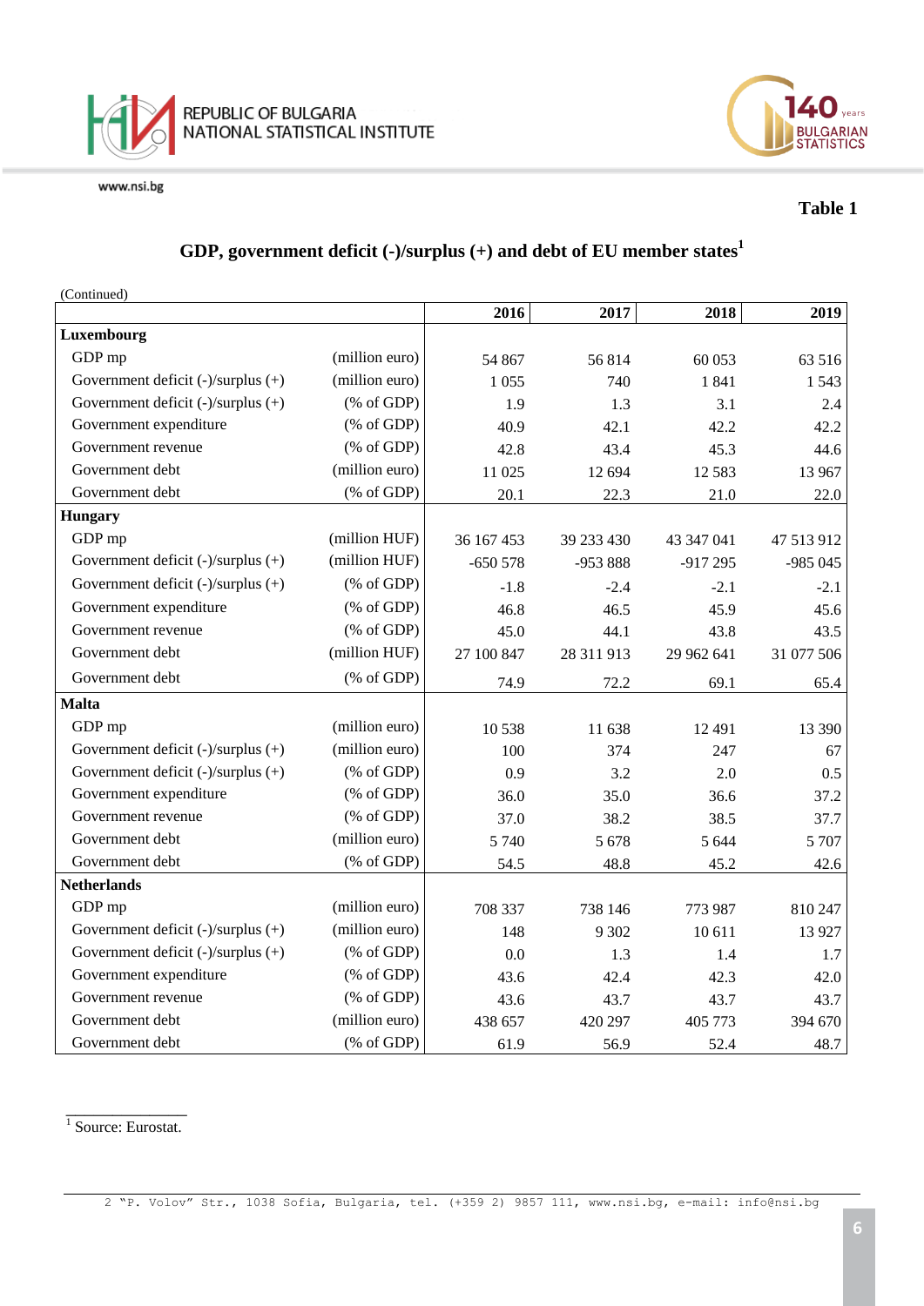Table 1

## GDP, government deficit (-)/surplus (+) and debt of EU member states[1]

(Continued)

| | | 2016 | 2017 | 2018 | 2019 |
|---|---|---|---|---|---|
| **Luxembourg** | | | | | |
| GDP mp | (million euro) | 54 867 | 56 814 | 60 053 | 63 516 |
| Government deficit (-)/surplus (+) | (million euro) | 1 055 | 740 | 1 841 | 1 543 |
| Government deficit (-)/surplus (+) | (% of GDP) | 1.9 | 1.3 | 3.1 | 2.4 |
| Government expenditure | (% of GDP) | 40.9 | 42.1 | 42.2 | 42.2 |
| Government revenue | (% of GDP) | 42.8 | 43.4 | 45.3 | 44.6 |
| Government debt | (million euro) | 11 025 | 12 694 | 12 583 | 13 967 |
| Government debt | (% of GDP) | 20.1 | 22.3 | 21.0 | 22.0 |
| **Hungary** | | | | | |
| GDP mp | (million HUF) | 36 167 453 | 39 233 430 | 43 347 041 | 47 513 912 |
| Government deficit (-)/surplus (+) | (million HUF) | -650 578 | -953 888 | -917 295 | -985 045 |
| Government deficit (-)/surplus (+) | (% of GDP) | -1.8 | -2.4 | -2.1 | -2.1 |
| Government expenditure | (% of GDP) | 46.8 | 46.5 | 45.9 | 45.6 |
| Government revenue | (% of GDP) | 45.0 | 44.1 | 43.8 | 43.5 |
| Government debt | (million HUF) | 27 100 847 | 28 311 913 | 29 962 641 | 31 077 506 |
| Government debt | (% of GDP) | 74.9 | 72.2 | 69.1 | 65.4 |
| **Malta** | | | | | |
| GDP mp | (million euro) | 10 538 | 11 638 | 12 491 | 13 390 |
| Government deficit (-)/surplus (+) | (million euro) | 100 | 374 | 247 | 67 |
| Government deficit (-)/surplus (+) | (% of GDP) | 0.9 | 3.2 | 2.0 | 0.5 |
| Government expenditure | (% of GDP) | 36.0 | 35.0 | 36.6 | 37.2 |
| Government revenue | (% of GDP) | 37.0 | 38.2 | 38.5 | 37.7 |
| Government debt | (million euro) | 5 740 | 5 678 | 5 644 | 5 707 |
| Government debt | (% of GDP) | 54.5 | 48.8 | 45.2 | 42.6 |
| **Netherlands** | | | | | |
| GDP mp | (million euro) | 708 337 | 738 146 | 773 987 | 810 247 |
| Government deficit (-)/surplus (+) | (million euro) | 148 | 9 302 | 10 611 | 13 927 |
| Government deficit (-)/surplus (+) | (% of GDP) | 0.0 | 1.3 | 1.4 | 1.7 |
| Government expenditure | (% of GDP) | 43.6 | 42.4 | 42.3 | 42.0 |
| Government revenue | (% of GDP) | 43.6 | 43.7 | 43.7 | 43.7 |
| Government debt | (million euro) | 438 657 | 420 297 | 405 773 | 394 670 |
| Government debt | (% of GDP) | 61.9 | 56.9 | 52.4 | 48.7 |

[1] Source: Eurostat.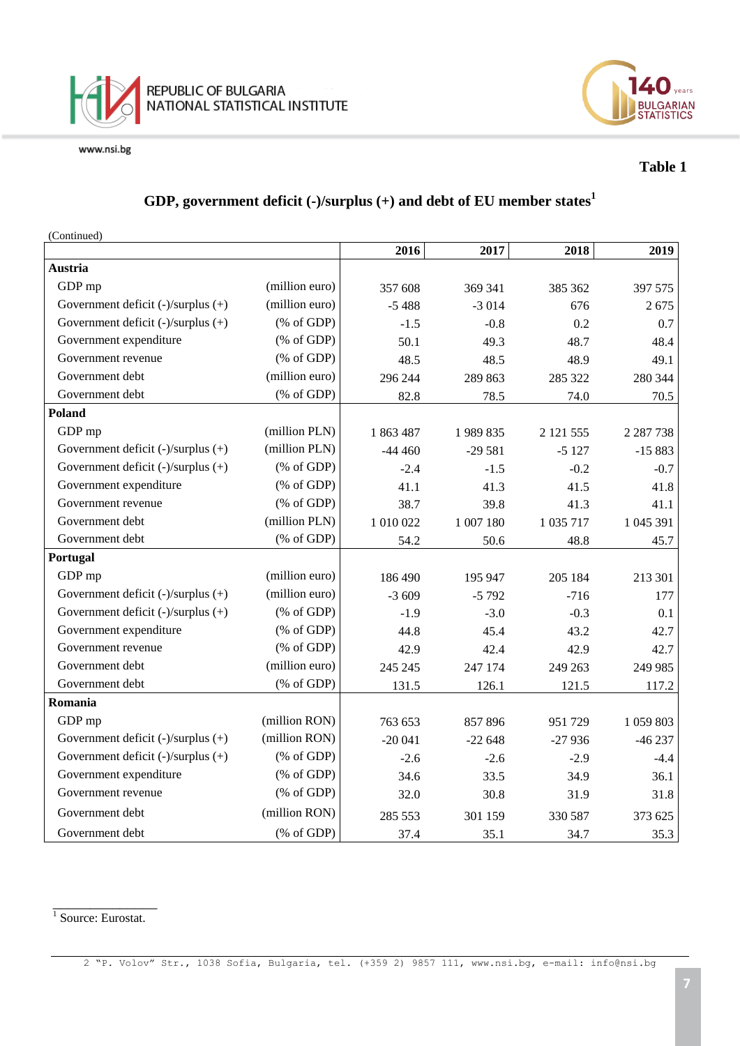Table 1

## GDP, government deficit (-)/surplus (+) and debt of EU member states[1]

(Continued)

| | | 2016 | 2017 | 2018 | 2019 |
|---|---|---|---|---|---|
| **Austria** | | | | | |
| GDP mp | (million euro) | 357 608 | 369 341 | 385 362 | 397 575 |
| Government deficit (-)/surplus (+) | (million euro) | -5 488 | -3 014 | 676 | 2 675 |
| Government deficit (-)/surplus (+) | (% of GDP) | -1.5 | -0.8 | 0.2 | 0.7 |
| Government expenditure | (% of GDP) | 50.1 | 49.3 | 48.7 | 48.4 |
| Government revenue | (% of GDP) | 48.5 | 48.5 | 48.9 | 49.1 |
| Government debt | (million euro) | 296 244 | 289 863 | 285 322 | 280 344 |
| Government debt | (% of GDP) | 82.8 | 78.5 | 74.0 | 70.5 |
| **Poland** | | | | | |
| GDP mp | (million PLN) | 1 863 487 | 1 989 835 | 2 121 555 | 2 287 738 |
| Government deficit (-)/surplus (+) | (million PLN) | -44 460 | -29 581 | -5 127 | -15 883 |
| Government deficit (-)/surplus (+) | (% of GDP) | -2.4 | -1.5 | -0.2 | -0.7 |
| Government expenditure | (% of GDP) | 41.1 | 41.3 | 41.5 | 41.8 |
| Government revenue | (% of GDP) | 38.7 | 39.8 | 41.3 | 41.1 |
| Government debt | (million PLN) | 1 010 022 | 1 007 180 | 1 035 717 | 1 045 391 |
| Government debt | (% of GDP) | 54.2 | 50.6 | 48.8 | 45.7 |
| **Portugal** | | | | | |
| GDP mp | (million euro) | 186 490 | 195 947 | 205 184 | 213 301 |
| Government deficit (-)/surplus (+) | (million euro) | -3 609 | -5 792 | -716 | 177 |
| Government deficit (-)/surplus (+) | (% of GDP) | -1.9 | -3.0 | -0.3 | 0.1 |
| Government expenditure | (% of GDP) | 44.8 | 45.4 | 43.2 | 42.7 |
| Government revenue | (% of GDP) | 42.9 | 42.4 | 42.9 | 42.7 |
| Government debt | (million euro) | 245 245 | 247 174 | 249 263 | 249 985 |
| Government debt | (% of GDP) | 131.5 | 126.1 | 121.5 | 117.2 |
| **Romania** | | | | | |
| GDP mp | (million RON) | 763 653 | 857 896 | 951 729 | 1 059 803 |
| Government deficit (-)/surplus (+) | (million RON) | -20 041 | -22 648 | -27 936 | -46 237 |
| Government deficit (-)/surplus (+) | (% of GDP) | -2.6 | -2.6 | -2.9 | -4.4 |
| Government expenditure | (% of GDP) | 34.6 | 33.5 | 34.9 | 36.1 |
| Government revenue | (% of GDP) | 32.0 | 30.8 | 31.9 | 31.8 |
| Government debt | (million RON) | 285 553 | 301 159 | 330 587 | 373 625 |
| Government debt | (% of GDP) | 37.4 | 35.1 | 34.7 | 35.3 |

[1] Source: Eurostat.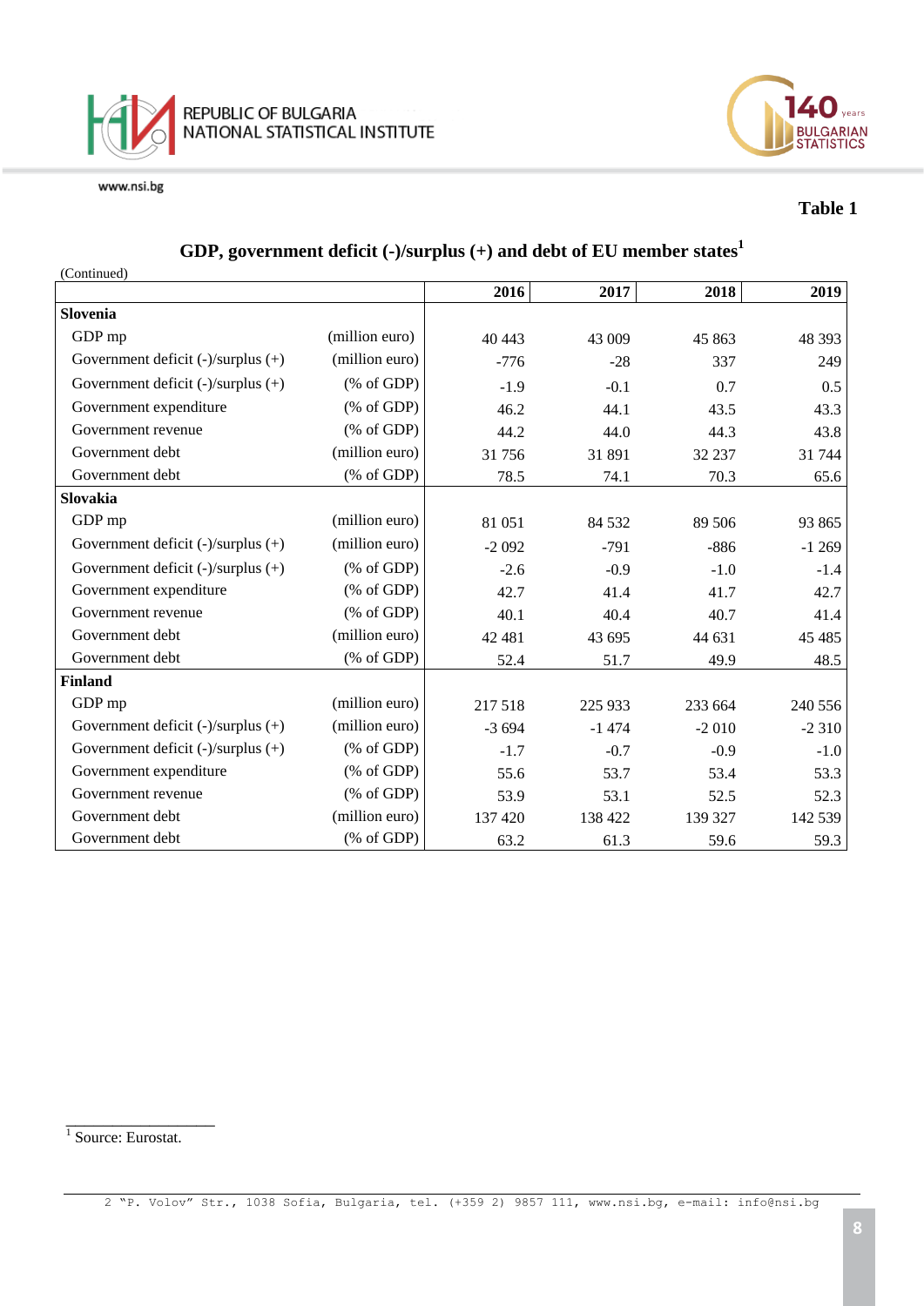**Table 1**

## GDP, government deficit (-)/surplus (+) and debt of EU member states[1]

(Continued)

| | | 2016 | 2017 | 2018 | 2019 |
|---|---|---|---|---|---|
| **Slovenia** | | | | | |
| GDP mp | (million euro) | 40 443 | 43 009 | 45 863 | 48 393 |
| Government deficit (-)/surplus (+) | (million euro) | -776 | -28 | 337 | 249 |
| Government deficit (-)/surplus (+) | (% of GDP) | -1.9 | -0.1 | 0.7 | 0.5 |
| Government expenditure | (% of GDP) | 46.2 | 44.1 | 43.5 | 43.3 |
| Government revenue | (% of GDP) | 44.2 | 44.0 | 44.3 | 43.8 |
| Government debt | (million euro) | 31 756 | 31 891 | 32 237 | 31 744 |
| Government debt | (% of GDP) | 78.5 | 74.1 | 70.3 | 65.6 |
| **Slovakia** | | | | | |
| GDP mp | (million euro) | 81 051 | 84 532 | 89 506 | 93 865 |
| Government deficit (-)/surplus (+) | (million euro) | -2 092 | -791 | -886 | -1 269 |
| Government deficit (-)/surplus (+) | (% of GDP) | -2.6 | -0.9 | -1.0 | -1.4 |
| Government expenditure | (% of GDP) | 42.7 | 41.4 | 41.7 | 42.7 |
| Government revenue | (% of GDP) | 40.1 | 40.4 | 40.7 | 41.4 |
| Government debt | (million euro) | 42 481 | 43 695 | 44 631 | 45 485 |
| Government debt | (% of GDP) | 52.4 | 51.7 | 49.9 | 48.5 |
| **Finland** | | | | | |
| GDP mp | (million euro) | 217 518 | 225 933 | 233 664 | 240 556 |
| Government deficit (-)/surplus (+) | (million euro) | -3 694 | -1 474 | -2 010 | -2 310 |
| Government deficit (-)/surplus (+) | (% of GDP) | -1.7 | -0.7 | -0.9 | -1.0 |
| Government expenditure | (% of GDP) | 55.6 | 53.7 | 53.4 | 53.3 |
| Government revenue | (% of GDP) | 53.9 | 53.1 | 52.5 | 52.3 |
| Government debt | (million euro) | 137 420 | 138 422 | 139 327 | 142 539 |
| Government debt | (% of GDP) | 63.2 | 61.3 | 59.6 | 59.3 |

[1] Source: Eurostat.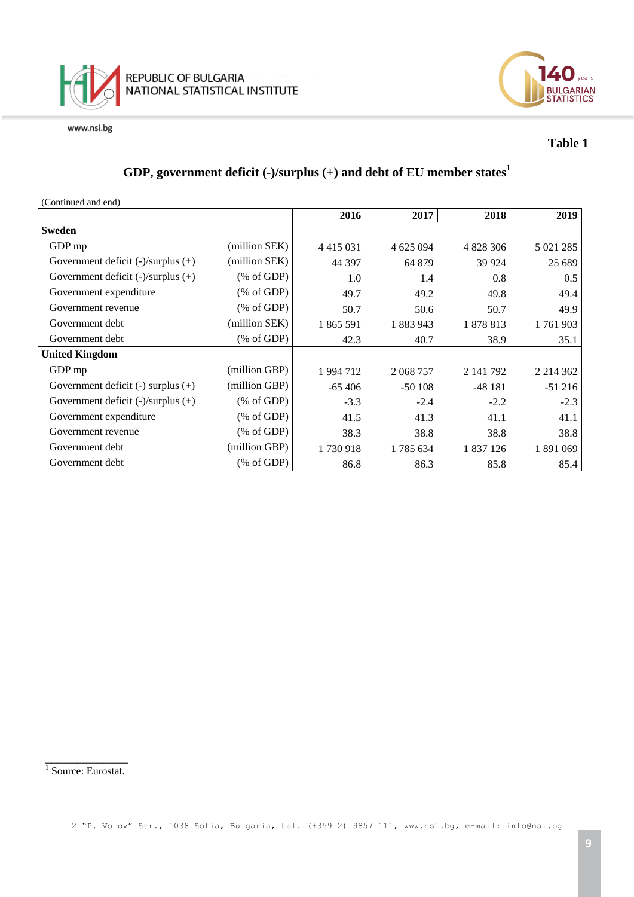**Table 1**

## GDP, government deficit (-)/surplus (+) and debt of EU member states[1]

(Continued and end)

| | | 2016 | 2017 | 2018 | 2019 |
|---|---|---|---|---|---|
| **Sweden** | | | | | |
| GDP mp | (million SEK) | 4 415 031 | 4 625 094 | 4 828 306 | 5 021 285 |
| Government deficit (-)/surplus (+) | (million SEK) | 44 397 | 64 879 | 39 924 | 25 689 |
| Government deficit (-)/surplus (+) | (% of GDP) | 1.0 | 1.4 | 0.8 | 0.5 |
| Government expenditure | (% of GDP) | 49.7 | 49.2 | 49.8 | 49.4 |
| Government revenue | (% of GDP) | 50.7 | 50.6 | 50.7 | 49.9 |
| Government debt | (million SEK) | 1 865 591 | 1 883 943 | 1 878 813 | 1 761 903 |
| Government debt | (% of GDP) | 42.3 | 40.7 | 38.9 | 35.1 |
| **United Kingdom** | | | | | |
| GDP mp | (million GBP) | 1 994 712 | 2 068 757 | 2 141 792 | 2 214 362 |
| Government deficit (-) surplus (+) | (million GBP) | -65 406 | -50 108 | -48 181 | -51 216 |
| Government deficit (-)/surplus (+) | (% of GDP) | -3.3 | -2.4 | -2.2 | -2.3 |
| Government expenditure | (% of GDP) | 41.5 | 41.3 | 41.1 | 41.1 |
| Government revenue | (% of GDP) | 38.3 | 38.8 | 38.8 | 38.8 |
| Government debt | (million GBP) | 1 730 918 | 1 785 634 | 1 837 126 | 1 891 069 |
| Government debt | (% of GDP) | 86.8 | 86.3 | 85.8 | 85.4 |

[1] Source: Eurostat.